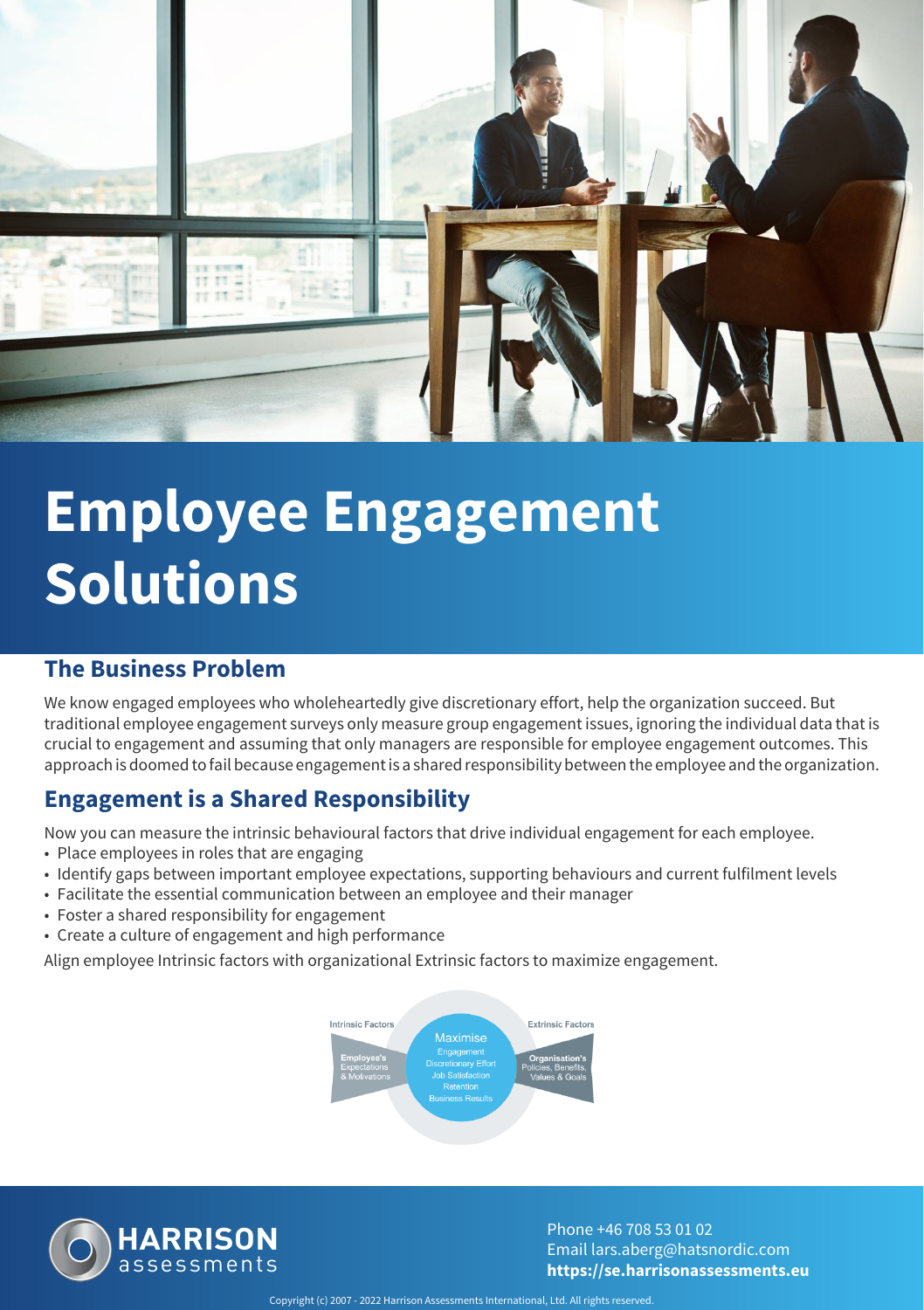# Employee Engagement Solutions

## The Business Problem

We know engaged employees who wholeheartedly give discretionary effort, help the organization succeed. But traditional employee engagement surveys only measure group engagement issues, ignoring the individual data that is crucial to engagement and assuming that only managers are responsible for employee engagement outcomes. This approach is doomed to fail because engagement is a shared responsibility between the employee and the organization.

## Engagement is a Shared Responsibility

Now you can measure the intrinsic behavioural factors that drive individual engagement for each employee.

- Place employees in roles that are engaging
- Identify gaps between important employee expectations, supporting behaviours and current fulfilment levels
- Facilitate the essential communication between an employee and their manager
- Foster a shared responsibility for engagement
- Create a culture of engagement and high performance

Align employee Intrinsic factors with organizational Extrinsic factors to maximize engagement.

Intrinsic Factors | Extrinsic Factors

Employee's Expectations & Motivations

Maximise: Engagement, Discretionary Effort, Job Satisfaction, Retention, Business Results

Organisation's Policies, Benefits, Values & Goals

HARRISON assessments

Phone +46 708 53 01 02
Email lars.aberg@hatsnordic.com
**https://se.harrisonassessments.eu**

Copyright (c) 2007 - 2022 Harrison Assessments International, Ltd. All rights reserved.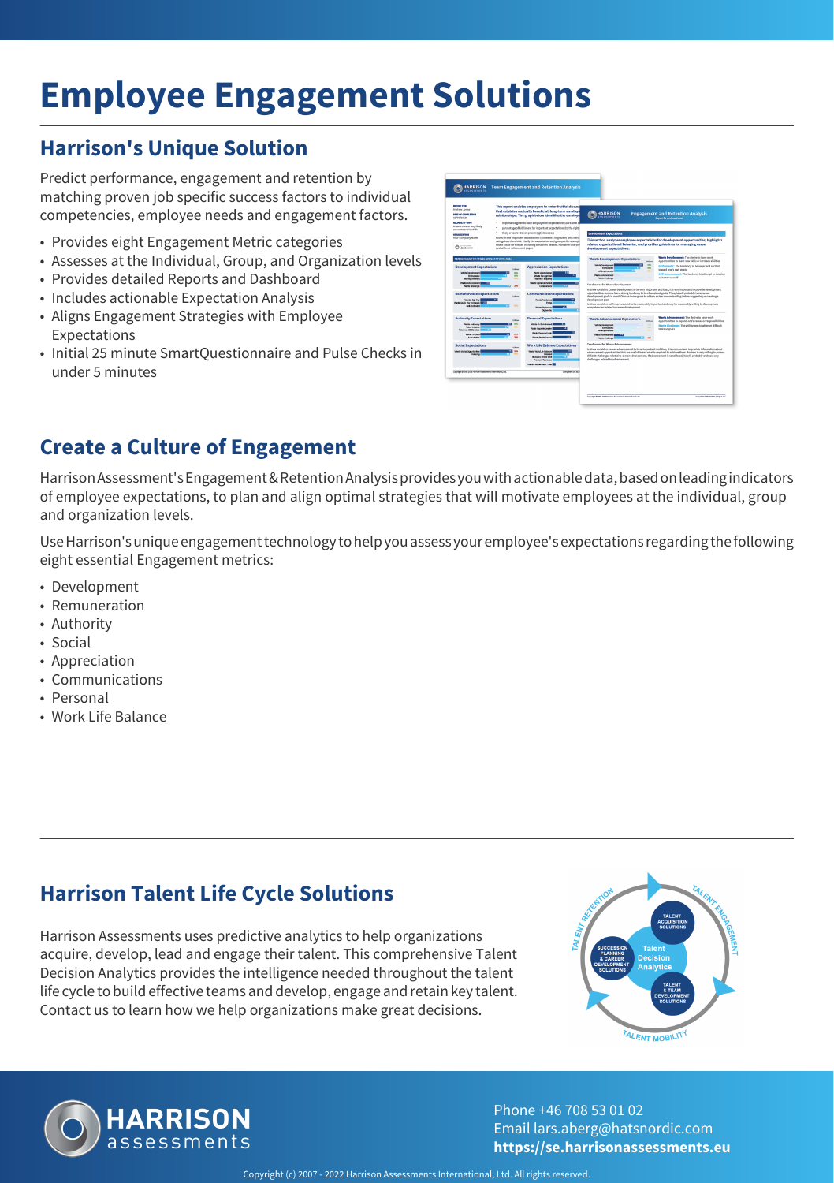# Employee Engagement Solutions

## Harrison's Unique Solution

Predict performance, engagement and retention by matching proven job specific success factors to individual competencies, employee needs and engagement factors.

- Provides eight Engagement Metric categories
- Assesses at the Individual, Group, and Organization levels
- Provides detailed Reports and Dashboard
- Includes actionable Expectation Analysis
- Aligns Engagement Strategies with Employee Expectations
- Initial 25 minute SmartQuestionnaire and Pulse Checks in under 5 minutes

## Create a Culture of Engagement

Harrison Assessment's Engagement & Retention Analysis provides you with actionable data, based on leading indicators of employee expectations, to plan and align optimal strategies that will motivate employees at the individual, group and organization levels.

Use Harrison's unique engagement technology to help you assess your employee's expectations regarding the following eight essential Engagement metrics:

- Development
- Remuneration
- Authority
- Social
- Appreciation
- Communications
- Personal
- Work Life Balance

## Harrison Talent Life Cycle Solutions

Harrison Assessments uses predictive analytics to help organizations acquire, develop, lead and engage their talent. This comprehensive Talent Decision Analytics provides the intelligence needed throughout the talent life cycle to build effective teams and develop, engage and retain key talent. Contact us to learn how we help organizations make great decisions.

HARRISON assessments

Phone +46 708 53 01 02
Email lars.aberg@hatsnordic.com
**https://se.harrisonassessments.eu**

Copyright (c) 2007 - 2022 Harrison Assessments International, Ltd. All rights reserved.